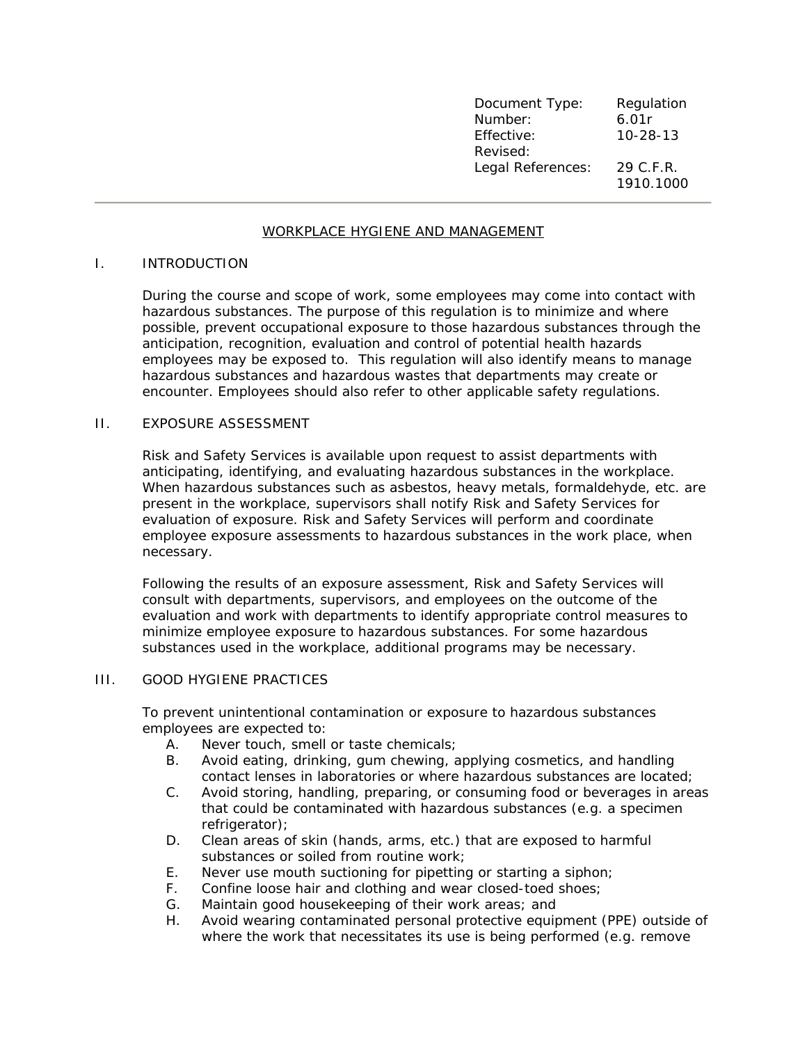| Document Type: | Regulation |
|---|---|
| Number: | 6.01r |
| Effective: | 10-28-13 |
| Revised: | |
| Legal References: | 29 C.F.R. 1910.1000 |

---

# WORKPLACE HYGIENE AND MANAGEMENT

## I. INTRODUCTION

During the course and scope of work, some employees may come into contact with hazardous substances. The purpose of this regulation is to minimize and where possible, prevent occupational exposure to those hazardous substances through the anticipation, recognition, evaluation and control of potential health hazards employees may be exposed to. This regulation will also identify means to manage hazardous substances and hazardous wastes that departments may create or encounter. Employees should also refer to other applicable safety regulations.

## II. EXPOSURE ASSESSMENT

Risk and Safety Services is available upon request to assist departments with anticipating, identifying, and evaluating hazardous substances in the workplace. When hazardous substances such as asbestos, heavy metals, formaldehyde, etc. are present in the workplace, supervisors shall notify Risk and Safety Services for evaluation of exposure. Risk and Safety Services will perform and coordinate employee exposure assessments to hazardous substances in the work place, when necessary.

Following the results of an exposure assessment, Risk and Safety Services will consult with departments, supervisors, and employees on the outcome of the evaluation and work with departments to identify appropriate control measures to minimize employee exposure to hazardous substances. For some hazardous substances used in the workplace, additional programs may be necessary.

## III. GOOD HYGIENE PRACTICES

To prevent unintentional contamination or exposure to hazardous substances employees are expected to:

A. Never touch, smell or taste chemicals;
B. Avoid eating, drinking, gum chewing, applying cosmetics, and handling contact lenses in laboratories or where hazardous substances are located;
C. Avoid storing, handling, preparing, or consuming food or beverages in areas that could be contaminated with hazardous substances (e.g. a specimen refrigerator);
D. Clean areas of skin (hands, arms, etc.) that are exposed to harmful substances or soiled from routine work;
E. Never use mouth suctioning for pipetting or starting a siphon;
F. Confine loose hair and clothing and wear closed-toed shoes;
G. Maintain good housekeeping of their work areas; and
H. Avoid wearing contaminated personal protective equipment (PPE) outside of where the work that necessitates its use is being performed (e.g. remove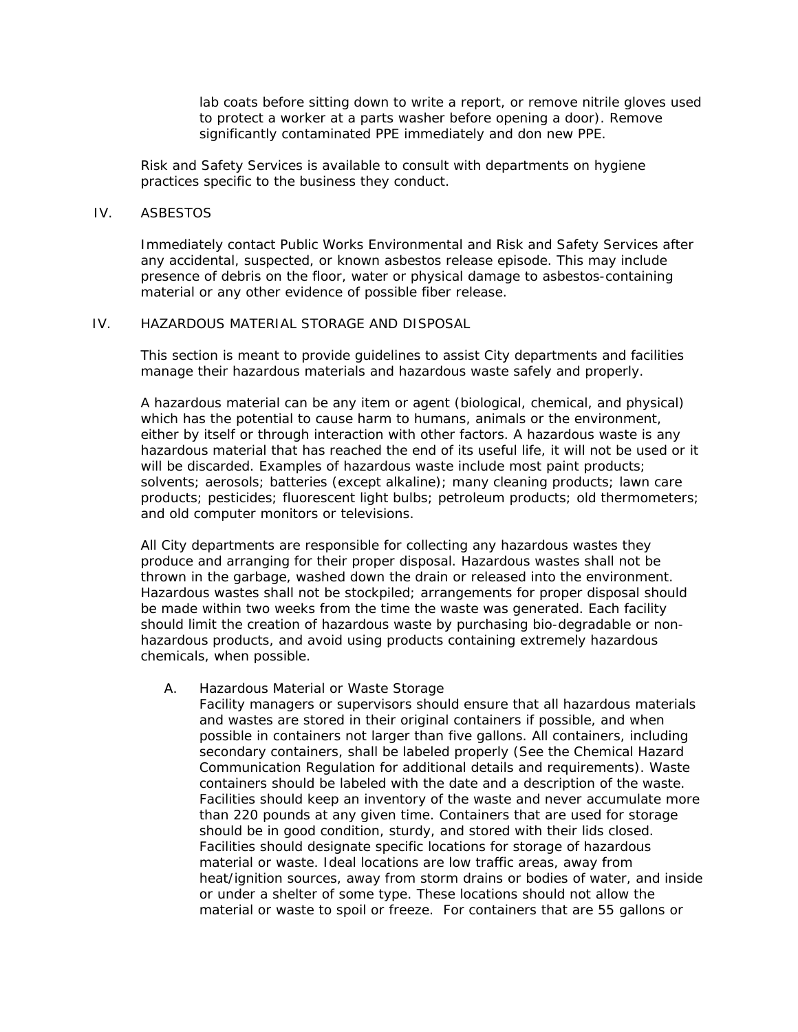lab coats before sitting down to write a report, or remove nitrile gloves used to protect a worker at a parts washer before opening a door). Remove significantly contaminated PPE immediately and don new PPE.

Risk and Safety Services is available to consult with departments on hygiene practices specific to the business they conduct.

## IV. ASBESTOS

Immediately contact Public Works Environmental and Risk and Safety Services after any accidental, suspected, or known asbestos release episode. This may include presence of debris on the floor, water or physical damage to asbestos-containing material or any other evidence of possible fiber release.

## IV. HAZARDOUS MATERIAL STORAGE AND DISPOSAL

This section is meant to provide guidelines to assist City departments and facilities manage their hazardous materials and hazardous waste safely and properly.

A hazardous material can be any item or agent (biological, chemical, and physical) which has the potential to cause harm to humans, animals or the environment, either by itself or through interaction with other factors. A hazardous waste is any hazardous material that has reached the end of its useful life, it will not be used or it will be discarded. Examples of hazardous waste include most paint products; solvents; aerosols; batteries (except alkaline); many cleaning products; lawn care products; pesticides; fluorescent light bulbs; petroleum products; old thermometers; and old computer monitors or televisions.

All City departments are responsible for collecting any hazardous wastes they produce and arranging for their proper disposal. Hazardous wastes shall not be thrown in the garbage, washed down the drain or released into the environment. Hazardous wastes shall not be stockpiled; arrangements for proper disposal should be made within two weeks from the time the waste was generated. Each facility should limit the creation of hazardous waste by purchasing bio-degradable or non-hazardous products, and avoid using products containing extremely hazardous chemicals, when possible.

### A. Hazardous Material or Waste Storage

Facility managers or supervisors should ensure that all hazardous materials and wastes are stored in their original containers if possible, and when possible in containers not larger than five gallons. All containers, including secondary containers, shall be labeled properly (See the Chemical Hazard Communication Regulation for additional details and requirements). Waste containers should be labeled with the date and a description of the waste. Facilities should keep an inventory of the waste and never accumulate more than 220 pounds at any given time. Containers that are used for storage should be in good condition, sturdy, and stored with their lids closed. Facilities should designate specific locations for storage of hazardous material or waste. Ideal locations are low traffic areas, away from heat/ignition sources, away from storm drains or bodies of water, and inside or under a shelter of some type. These locations should not allow the material or waste to spoil or freeze. For containers that are 55 gallons or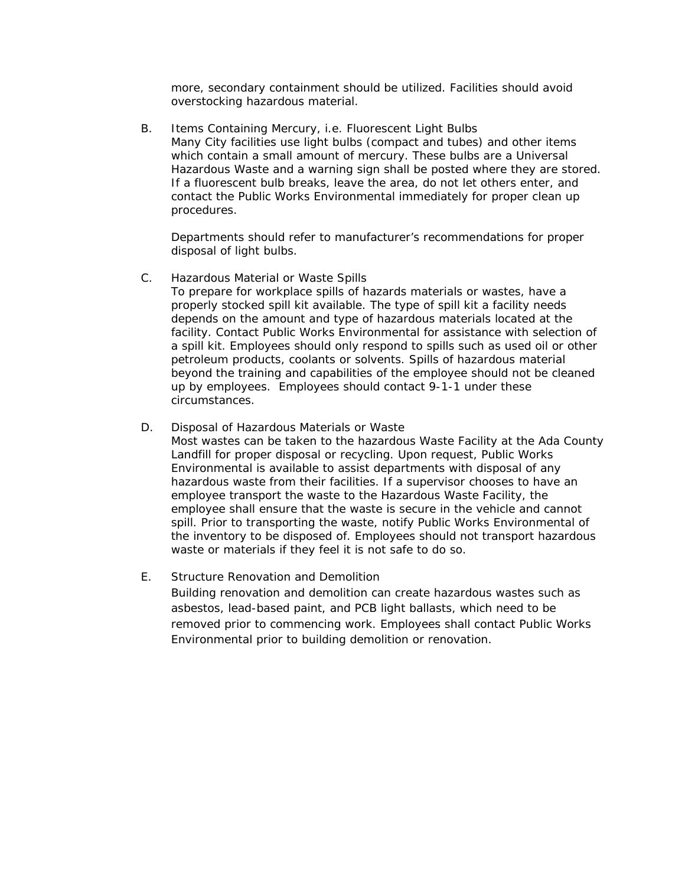more, secondary containment should be utilized. Facilities should avoid overstocking hazardous material.

B. Items Containing Mercury, i.e. Fluorescent Light Bulbs

Many City facilities use light bulbs (compact and tubes) and other items which contain a small amount of mercury. These bulbs are a Universal Hazardous Waste and a warning sign shall be posted where they are stored. If a fluorescent bulb breaks, leave the area, do not let others enter, and contact the Public Works Environmental immediately for proper clean up procedures.

Departments should refer to manufacturer's recommendations for proper disposal of light bulbs.

C. Hazardous Material or Waste Spills

To prepare for workplace spills of hazards materials or wastes, have a properly stocked spill kit available. The type of spill kit a facility needs depends on the amount and type of hazardous materials located at the facility. Contact Public Works Environmental for assistance with selection of a spill kit. Employees should only respond to spills such as used oil or other petroleum products, coolants or solvents. Spills of hazardous material beyond the training and capabilities of the employee should not be cleaned up by employees. Employees should contact 9-1-1 under these circumstances.

D. Disposal of Hazardous Materials or Waste

Most wastes can be taken to the hazardous Waste Facility at the Ada County Landfill for proper disposal or recycling. Upon request, Public Works Environmental is available to assist departments with disposal of any hazardous waste from their facilities. If a supervisor chooses to have an employee transport the waste to the Hazardous Waste Facility, the employee shall ensure that the waste is secure in the vehicle and cannot spill. Prior to transporting the waste, notify Public Works Environmental of the inventory to be disposed of. Employees should not transport hazardous waste or materials if they feel it is not safe to do so.

E. Structure Renovation and Demolition

Building renovation and demolition can create hazardous wastes such as asbestos, lead-based paint, and PCB light ballasts, which need to be removed prior to commencing work. Employees shall contact Public Works Environmental prior to building demolition or renovation.